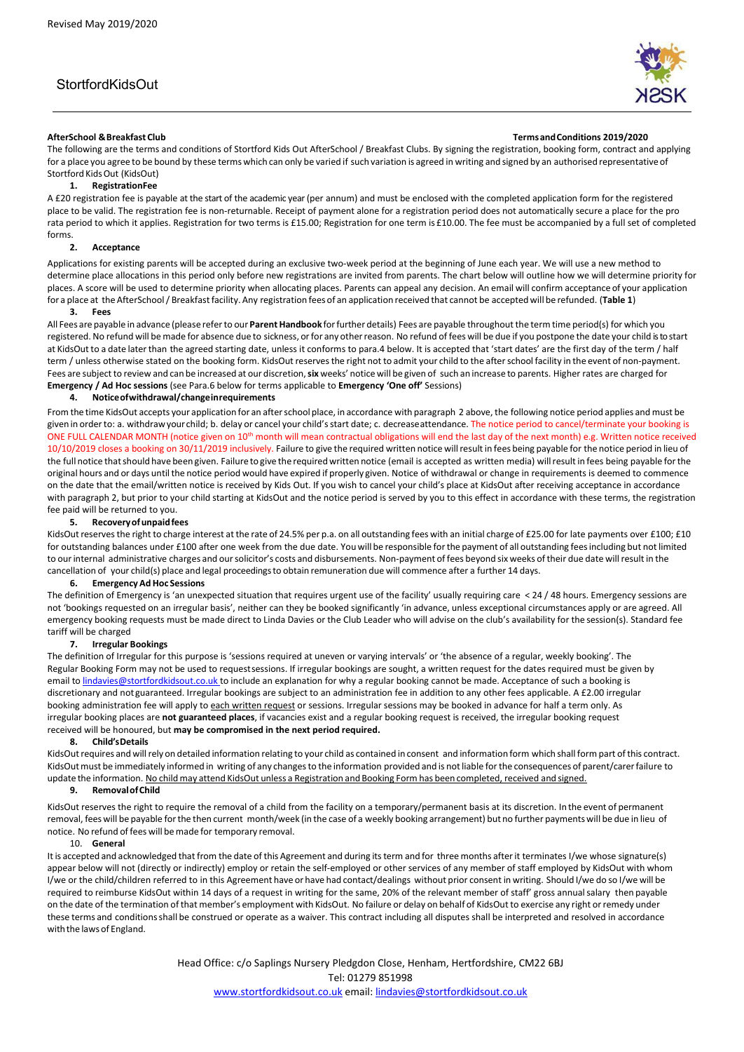Revised May 2019/2020

StortfordKidsOut

**AfterSchool & Breakfast Club** **Terms and Conditions 2019/2020**

The following are the terms and conditions of Stortford Kids Out AfterSchool / Breakfast Clubs. By signing the registration, booking form, contract and applying for a place you agree to be bound by these terms which can only be varied if such variation is agreed in writing and signed by an authorised representative of Stortford Kids Out (KidsOut)

1. **Registration Fee**

A £20 registration fee is payable at the start of the academic year (per annum) and must be enclosed with the completed application form for the registered place to be valid. The registration fee is non-returnable. Receipt of payment alone for a registration period does not automatically secure a place for the pro rata period to which it applies. Registration for two terms is £15.00; Registration for one term is £10.00. The fee must be accompanied by a full set of completed forms.

2. **Acceptance**

Applications for existing parents will be accepted during an exclusive two-week period at the beginning of June each year. We will use a new method to determine place allocations in this period only before new registrations are invited from parents. The chart below will outline how we will determine priority for places. A score will be used to determine priority when allocating places. Parents can appeal any decision. An email will confirm acceptance of your application for a place at the AfterSchool / Breakfast facility. Any registration fees of an application received that cannot be accepted will be refunded. (**Table 1**)

3. **Fees**

All Fees are payable in advance (please refer to our **Parent Handbook** for further details) Fees are payable throughout the term time period(s) for which you registered. No refund will be made for absence due to sickness, or for any other reason. No refund of fees will be due if you postpone the date your child is to start at KidsOut to a date later than the agreed starting date, unless it conforms to para.4 below. It is accepted that 'start dates' are the first day of the term / half term / unless otherwise stated on the booking form. KidsOut reserves the right not to admit your child to the after school facility in the event of non-payment. Fees are subject to review and can be increased at our discretion, **six** weeks' notice will be given of such an increase to parents. Higher rates are charged for **Emergency / Ad Hoc sessions** (see Para.6 below for terms applicable to **Emergency 'One off'** Sessions)

4. **Notice of withdrawal/change in requirements**

From the time KidsOut accepts your application for an after school place, in accordance with paragraph 2 above, the following notice period applies and must be given in order to: a. withdraw your child; b. delay or cancel your child's start date; c. decrease attendance. The notice period to cancel/terminate your booking is ONE FULL CALENDAR MONTH (notice given on 10th month will mean contractual obligations will end the last day of the next month) e.g. Written notice received 10/10/2019 closes a booking on 30/11/2019 inclusively. Failure to give the required written notice will result in fees being payable for the notice period in lieu of the full notice that should have been given. Failure to give the required written notice (email is accepted as written media) will result in fees being payable for the original hours and or days until the notice period would have expired if properly given. Notice of withdrawal or change in requirements is deemed to commence on the date that the email/written notice is received by Kids Out. If you wish to cancel your child's place at KidsOut after receiving acceptance in accordance with paragraph 2, but prior to your child starting at KidsOut and the notice period is served by you to this effect in accordance with these terms, the registration fee paid will be returned to you.

5. **Recovery of unpaid fees**

KidsOut reserves the right to charge interest at the rate of 24.5% per p.a. on all outstanding fees with an initial charge of £25.00 for late payments over £100; £10 for outstanding balances under £100 after one week from the due date. You will be responsible for the payment of all outstanding fees including but not limited to our internal administrative charges and our solicitor's costs and disbursements. Non-payment of fees beyond six weeks of their due date will result in the cancellation of your child(s) place and legal proceedings to obtain remuneration due will commence after a further 14 days.

6. **Emergency Ad Hoc Sessions**

The definition of Emergency is 'an unexpected situation that requires urgent use of the facility' usually requiring care < 24 / 48 hours. Emergency sessions are not 'bookings requested on an irregular basis', neither can they be booked significantly 'in advance, unless exceptional circumstances apply or are agreed. All emergency booking requests must be made direct to Linda Davies or the Club Leader who will advise on the club's availability for the session(s). Standard fee tariff will be charged

7. **Irregular Bookings**

The definition of Irregular for this purpose is 'sessions required at uneven or varying intervals' or 'the absence of a regular, weekly booking'. The Regular Booking Form may not be used to request sessions. If irregular bookings are sought, a written request for the dates required must be given by email to lindavies@stortfordkidsout.co.uk to include an explanation for why a regular booking cannot be made. Acceptance of such a booking is discretionary and not guaranteed. Irregular bookings are subject to an administration fee in addition to any other fees applicable. A £2.00 irregular booking administration fee will apply to each written request or sessions. Irregular sessions may be booked in advance for half a term only. As irregular booking places are **not guaranteed places**, if vacancies exist and a regular booking request is received, the irregular booking request received will be honoured, but **may be compromised in the next period required.**

8. **Child's Details**

KidsOut requires and will rely on detailed information relating to your child as contained in consent and information form which shall form part of this contract. KidsOut must be immediately informed in writing of any changes to the information provided and is not liable for the consequences of parent/carer failure to update the information. No child may attend KidsOut unless a Registration and Booking Form has been completed, received and signed.

9. **Removal of Child**

KidsOut reserves the right to require the removal of a child from the facility on a temporary/permanent basis at its discretion. In the event of permanent removal, fees will be payable for the then current month/week (in the case of a weekly booking arrangement) but no further payments will be due in lieu of notice. No refund of fees will be made for temporary removal.

10. **General**

It is accepted and acknowledged that from the date of this Agreement and during its term and for three months after it terminates I/we whose signature(s) appear below will not (directly or indirectly) employ or retain the self-employed or other services of any member of staff employed by KidsOut with whom I/we or the child/children referred to in this Agreement have or have had contact/dealings without prior consent in writing. Should I/we do so I/we will be required to reimburse KidsOut within 14 days of a request in writing for the same, 20% of the relevant member of staff' gross annual salary then payable on the date of the termination of that member's employment with KidsOut. No failure or delay on behalf of KidsOut to exercise any right or remedy under these terms and conditions shall be construed or operate as a waiver. This contract including all disputes shall be interpreted and resolved in accordance with the laws of England.

Head Office: c/o Saplings Nursery Pledgdon Close, Henham, Hertfordshire, CM22 6BJ
Tel: 01279 851998
www.stortfordkidsout.co.uk email: lindavies@stortfordkidsout.co.uk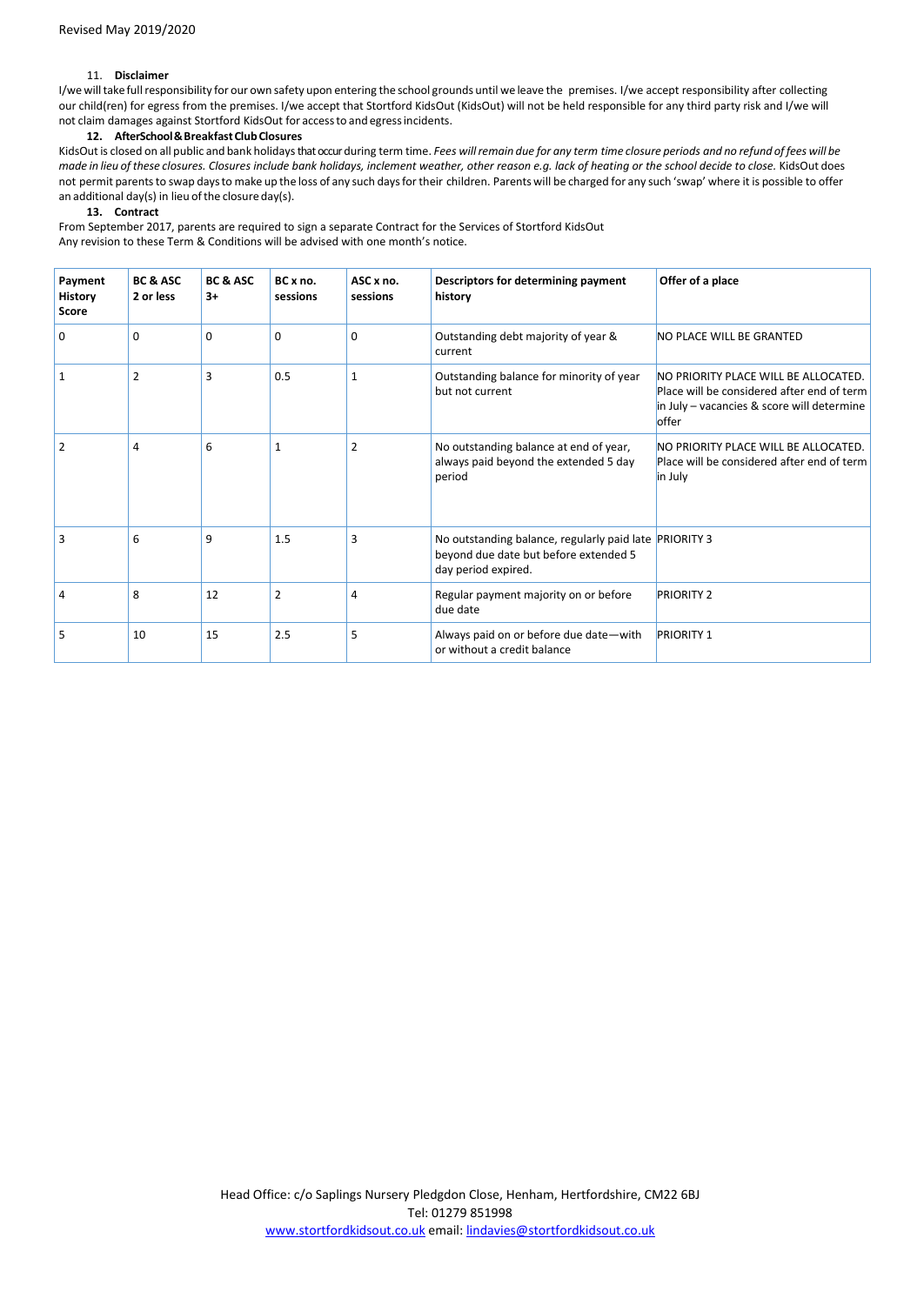Revised May 2019/2020

11. **Disclaimer**

I/we will take full responsibility for our own safety upon entering the school grounds until we leave the premises. I/we accept responsibility after collecting our child(ren) for egress from the premises. I/we accept that Stortford KidsOut (KidsOut) will not be held responsible for any third party risk and I/we will not claim damages against Stortford KidsOut for access to and egress incidents.

12. **AfterSchool & Breakfast Club Closures**

KidsOut is closed on all public and bank holidays that occur during term time. *Fees will remain due for any term time closure periods and no refund of fees will be made in lieu of these closures. Closures include bank holidays, inclement weather, other reason e.g. lack of heating or the school decide to close.* KidsOut does not permit parents to swap days to make up the loss of any such days for their children. Parents will be charged for any such 'swap' where it is possible to offer an additional day(s) in lieu of the closure day(s).

13. **Contract**

From September 2017, parents are required to sign a separate Contract for the Services of Stortford KidsOut
Any revision to these Term & Conditions will be advised with one month's notice.

| Payment History Score | BC & ASC 2 or less | BC & ASC 3+ | BC x no. sessions | ASC x no. sessions | Descriptors for determining payment history | Offer of a place |
|---|---|---|---|---|---|---|
| 0 | 0 | 0 | 0 | 0 | Outstanding debt majority of year & current | NO PLACE WILL BE GRANTED |
| 1 | 2 | 3 | 0.5 | 1 | Outstanding balance for minority of year but not current | NO PRIORITY PLACE WILL BE ALLOCATED. Place will be considered after end of term in July – vacancies & score will determine offer |
| 2 | 4 | 6 | 1 | 2 | No outstanding balance at end of year, always paid beyond the extended 5 day period | NO PRIORITY PLACE WILL BE ALLOCATED. Place will be considered after end of term in July |
| 3 | 6 | 9 | 1.5 | 3 | No outstanding balance, regularly paid late beyond due date but before extended 5 day period expired. | PRIORITY 3 |
| 4 | 8 | 12 | 2 | 4 | Regular payment majority on or before due date | PRIORITY 2 |
| 5 | 10 | 15 | 2.5 | 5 | Always paid on or before due date—with or without a credit balance | PRIORITY 1 |

Head Office: c/o Saplings Nursery Pledgdon Close, Henham, Hertfordshire, CM22 6BJ
Tel: 01279 851998
www.stortfordkidsout.co.uk email: lindavies@stortfordkidsout.co.uk